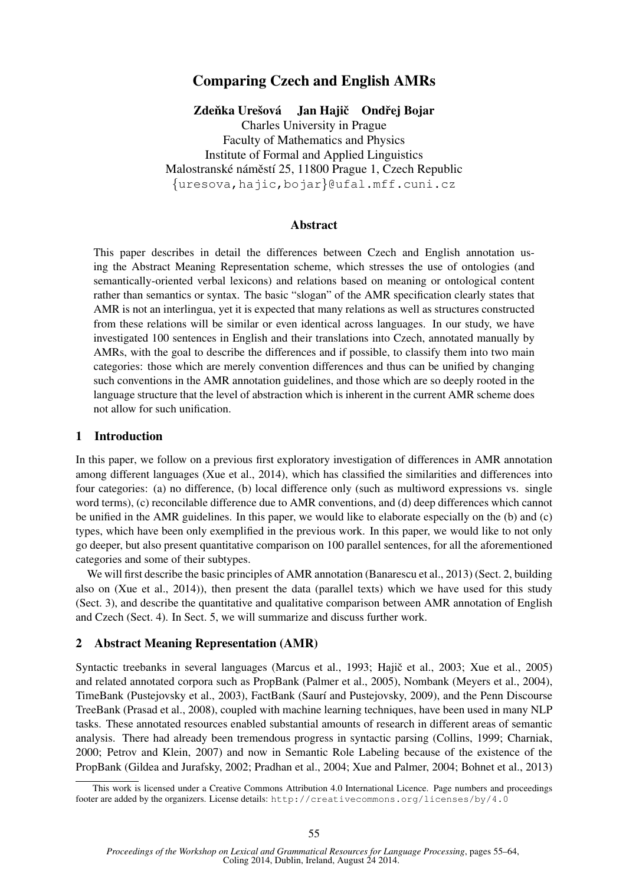# Comparing Czech and English AMRs

**Zdeňka Urešová  Jan Hajič  Ondřej Bojar**

Charles University in Prague
Faculty of Mathematics and Physics
Institute of Formal and Applied Linguistics
Malostranské náměstí 25, 11800 Prague 1, Czech Republic
{uresova,hajic,bojar}@ufal.mff.cuni.cz

## Abstract

This paper describes in detail the differences between Czech and English annotation using the Abstract Meaning Representation scheme, which stresses the use of ontologies (and semantically-oriented verbal lexicons) and relations based on meaning or ontological content rather than semantics or syntax. The basic "slogan" of the AMR specification clearly states that AMR is not an interlingua, yet it is expected that many relations as well as structures constructed from these relations will be similar or even identical across languages. In our study, we have investigated 100 sentences in English and their translations into Czech, annotated manually by AMRs, with the goal to describe the differences and if possible, to classify them into two main categories: those which are merely convention differences and thus can be unified by changing such conventions in the AMR guidelines, and those which are so deeply rooted in the language structure that the level of abstraction which is inherent in the current AMR scheme does not allow for such unification.

## 1 Introduction

In this paper, we follow on a previous first exploratory investigation of differences in AMR annotation among different languages (Xue et al., 2014), which has classified the similarities and differences into four categories: (a) no difference, (b) local difference only (such as multiword expressions vs. single word terms), (c) reconcilable difference due to AMR conventions, and (d) deep differences which cannot be unified in the AMR guidelines. In this paper, we would like to elaborate especially on the (b) and (c) types, which have been only exemplified in the previous work. In this paper, we would like to not only go deeper, but also present quantitative comparison on 100 parallel sentences, for all the aforementioned categories and some of their subtypes.

We will first describe the basic principles of AMR annotation (Banarescu et al., 2013) (Sect. 2, building also on (Xue et al., 2014)), then present the data (parallel texts) which we have used for this study (Sect. 3), and describe the quantitative and qualitative comparison between AMR annotation of English and Czech (Sect. 4). In Sect. 5, we will summarize and discuss further work.

## 2 Abstract Meaning Representation (AMR)

Syntactic treebanks in several languages (Marcus et al., 1993; Hajič et al., 2003; Xue et al., 2005) and related annotated corpora such as PropBank (Palmer et al., 2005), Nombank (Meyers et al., 2004), TimeBank (Pustejovsky et al., 2003), FactBank (Saurí and Pustejovsky, 2009), and the Penn Discourse TreeBank (Prasad et al., 2008), coupled with machine learning techniques, have been used in many NLP tasks. These annotated resources enabled substantial amounts of research in different areas of semantic analysis. There had already been tremendous progress in syntactic parsing (Collins, 1999; Charniak, 2000; Petrov and Klein, 2007) and now in Semantic Role Labeling because of the existence of the PropBank (Gildea and Jurafsky, 2002; Pradhan et al., 2004; Xue and Palmer, 2004; Bohnet et al., 2013)

This work is licensed under a Creative Commons Attribution 4.0 International Licence. Page numbers and proceedings footer are added by the organizers. License details: http://creativecommons.org/licenses/by/4.0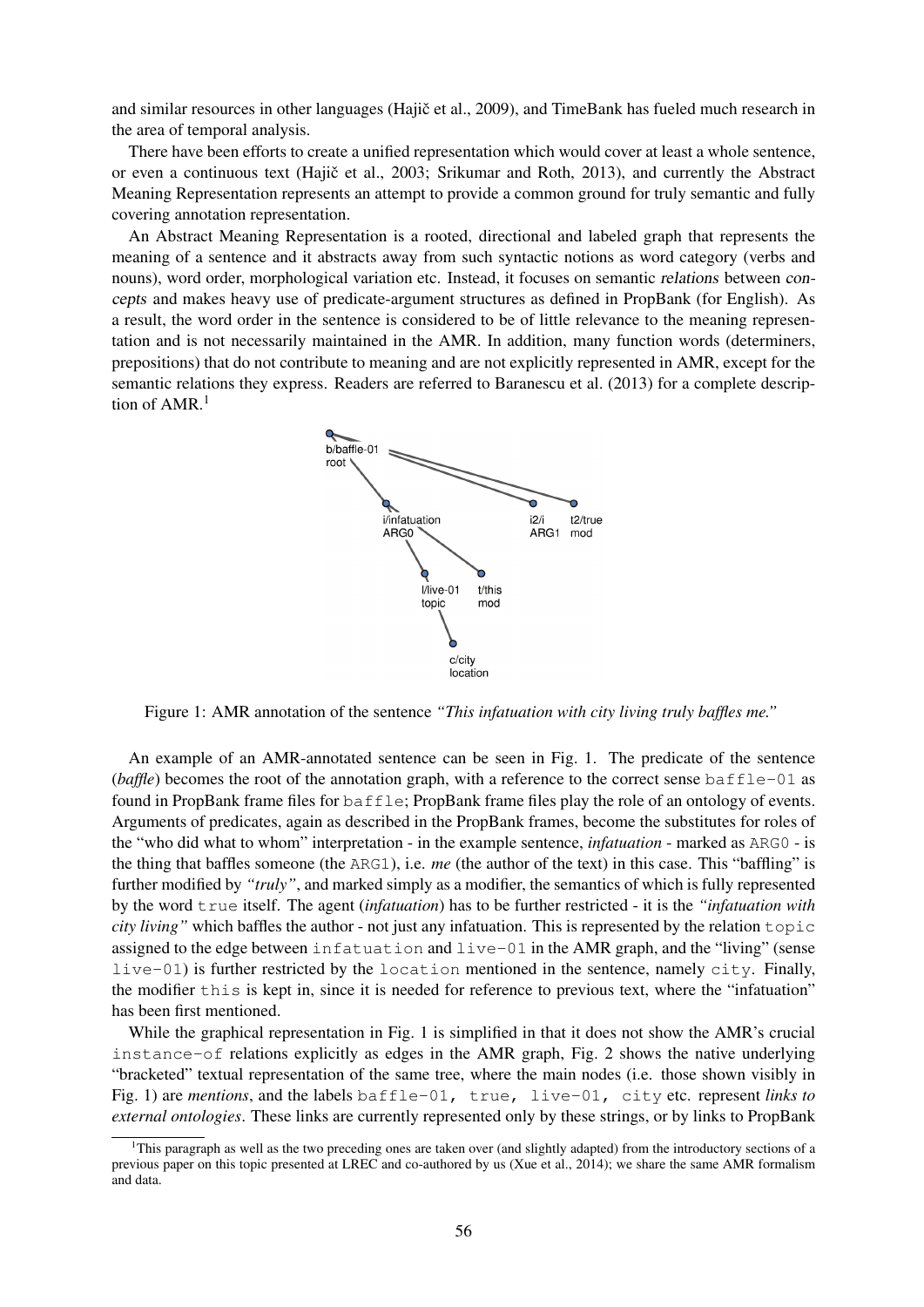and similar resources in other languages (Hajič et al., 2009), and TimeBank has fueled much research in the area of temporal analysis.

There have been efforts to create a unified representation which would cover at least a whole sentence, or even a continuous text (Hajič et al., 2003; Srikumar and Roth, 2013), and currently the Abstract Meaning Representation represents an attempt to provide a common ground for truly semantic and fully covering annotation representation.

An Abstract Meaning Representation is a rooted, directional and labeled graph that represents the meaning of a sentence and it abstracts away from such syntactic notions as word category (verbs and nouns), word order, morphological variation etc. Instead, it focuses on semantic relations between concepts and makes heavy use of predicate-argument structures as defined in PropBank (for English). As a result, the word order in the sentence is considered to be of little relevance to the meaning representation and is not necessarily maintained in the AMR. In addition, many function words (determiners, prepositions) that do not contribute to meaning and are not explicitly represented in AMR, except for the semantic relations they express. Readers are referred to Baranescu et al. (2013) for a complete description of AMR.[1]

Figure 1: AMR annotation of the sentence *"This infatuation with city living truly baffles me."*

An example of an AMR-annotated sentence can be seen in Fig. 1. The predicate of the sentence (*baffle*) becomes the root of the annotation graph, with a reference to the correct sense `baffle-01` as found in PropBank frame files for `baffle`; PropBank frame files play the role of an ontology of events. Arguments of predicates, again as described in the PropBank frames, become the substitutes for roles of the "who did what to whom" interpretation - in the example sentence, *infatuation* - marked as `ARG0` - is the thing that baffles someone (the `ARG1`), i.e. *me* (the author of the text) in this case. This "baffling" is further modified by *"truly"*, and marked simply as a modifier, the semantics of which is fully represented by the word `true` itself. The agent (*infatuation*) has to be further restricted - it is the *"infatuation with city living"* which baffles the author - not just any infatuation. This is represented by the relation `topic` assigned to the edge between `infatuation` and `live-01` in the AMR graph, and the "living" (sense `live-01`) is further restricted by the `location` mentioned in the sentence, namely `city`. Finally, the modifier `this` is kept in, since it is needed for reference to previous text, where the "infatuation" has been first mentioned.

While the graphical representation in Fig. 1 is simplified in that it does not show the AMR's crucial `instance-of` relations explicitly as edges in the AMR graph, Fig. 2 shows the native underlying "bracketed" textual representation of the same tree, where the main nodes (i.e. those shown visibly in Fig. 1) are *mentions*, and the labels `baffle-01, true, live-01, city` etc. represent *links to external ontologies*. These links are currently represented only by these strings, or by links to PropBank

[1]This paragraph as well as the two preceding ones are taken over (and slightly adapted) from the introductory sections of a previous paper on this topic presented at LREC and co-authored by us (Xue et al., 2014); we share the same AMR formalism and data.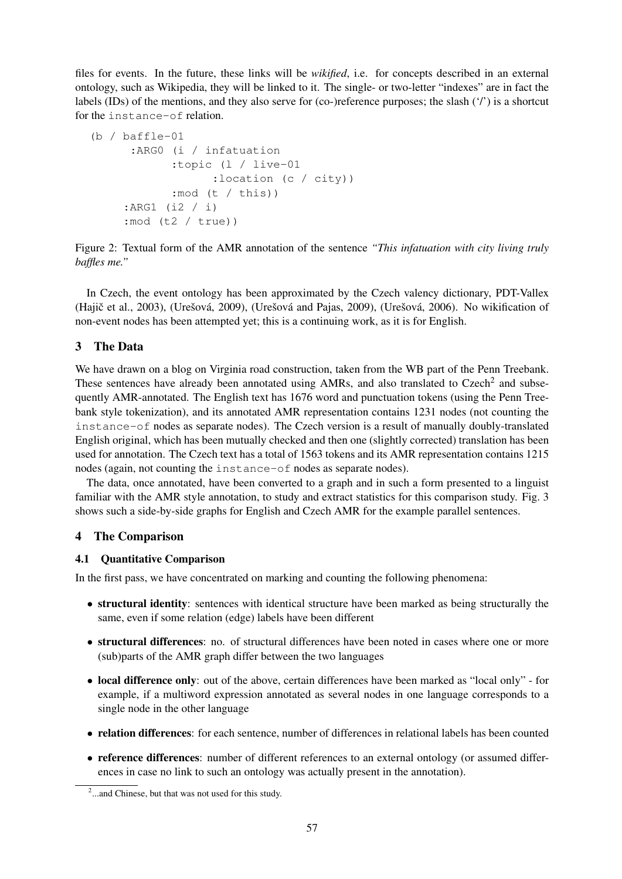files for events. In the future, these links will be *wikified*, i.e. for concepts described in an external ontology, such as Wikipedia, they will be linked to it. The single- or two-letter "indexes" are in fact the labels (IDs) of the mentions, and they also serve for (co-)reference purposes; the slash ('/') is a shortcut for the `instance-of` relation.

```
(b / baffle-01
      :ARG0 (i / infatuation
            :topic (l / live-01
                  :location (c / city))
            :mod (t / this))
      :ARG1 (i2 / i)
      :mod (t2 / true))
```

Figure 2: Textual form of the AMR annotation of the sentence *"This infatuation with city living truly baffles me."*

In Czech, the event ontology has been approximated by the Czech valency dictionary, PDT-Vallex (Hajič et al., 2003), (Urešová, 2009), (Urešová and Pajas, 2009), (Urešová, 2006). No wikification of non-event nodes has been attempted yet; this is a continuing work, as it is for English.

## 3 The Data

We have drawn on a blog on Virginia road construction, taken from the WB part of the Penn Treebank. These sentences have already been annotated using AMRs, and also translated to Czech[2] and subsequently AMR-annotated. The English text has 1676 word and punctuation tokens (using the Penn Treebank style tokenization), and its annotated AMR representation contains 1231 nodes (not counting the `instance-of` nodes as separate nodes). The Czech version is a result of manually doubly-translated English original, which has been mutually checked and then one (slightly corrected) translation has been used for annotation. The Czech text has a total of 1563 tokens and its AMR representation contains 1215 nodes (again, not counting the `instance-of` nodes as separate nodes).

The data, once annotated, have been converted to a graph and in such a form presented to a linguist familiar with the AMR style annotation, to study and extract statistics for this comparison study. Fig. 3 shows such a side-by-side graphs for English and Czech AMR for the example parallel sentences.

## 4 The Comparison

### 4.1 Quantitative Comparison

In the first pass, we have concentrated on marking and counting the following phenomena:

- **structural identity**: sentences with identical structure have been marked as being structurally the same, even if some relation (edge) labels have been different
- **structural differences**: no. of structural differences have been noted in cases where one or more (sub)parts of the AMR graph differ between the two languages
- **local difference only**: out of the above, certain differences have been marked as "local only" - for example, if a multiword expression annotated as several nodes in one language corresponds to a single node in the other language
- **relation differences**: for each sentence, number of differences in relational labels has been counted
- **reference differences**: number of different references to an external ontology (or assumed differences in case no link to such an ontology was actually present in the annotation).

[2]...and Chinese, but that was not used for this study.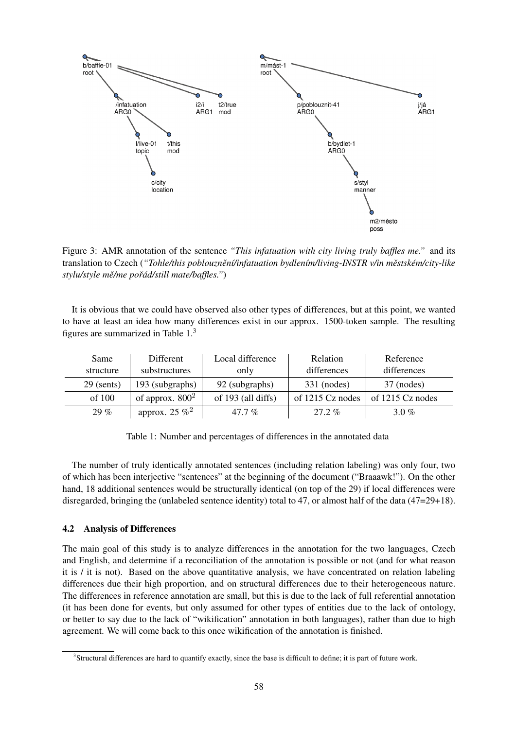Figure 3: AMR annotation of the sentence *"This infatuation with city living truly baffles me."* and its translation to Czech (*"Tohle/this poblouznění/infatuation bydlením/living-INSTR v/in městském/city-like stylu/style mě/me pořád/still mate/baffles."*)

It is obvious that we could have observed also other types of differences, but at this point, we wanted to have at least an idea how many differences exist in our approx. 1500-token sample. The resulting figures are summarized in Table 1.[3]

| Same structure | Different substructures | Local difference only | Relation differences | Reference differences |
|---|---|---|---|---|
| 29 (sents) | 193 (subgraphs) | 92 (subgraphs) | 331 (nodes) | 37 (nodes) |
| of 100 | of approx. 800[2] | of 193 (all diffs) | of 1215 Cz nodes | of 1215 Cz nodes |
| 29 % | approx. 25 %[2] | 47.7 % | 27.2 % | 3.0 % |

Table 1: Number and percentages of differences in the annotated data

The number of truly identically annotated sentences (including relation labeling) was only four, two of which has been interjective "sentences" at the beginning of the document ("Braaawk!"). On the other hand, 18 additional sentences would be structurally identical (on top of the 29) if local differences were disregarded, bringing the (unlabeled sentence identity) total to 47, or almost half of the data (47=29+18).

### 4.2 Analysis of Differences

The main goal of this study is to analyze differences in the annotation for the two languages, Czech and English, and determine if a reconciliation of the annotation is possible or not (and for what reason it is / it is not). Based on the above quantitative analysis, we have concentrated on relation labeling differences due their high proportion, and on structural differences due to their heterogeneous nature. The differences in reference annotation are small, but this is due to the lack of full referential annotation (it has been done for events, but only assumed for other types of entities due to the lack of ontology, or better to say due to the lack of "wikification" annotation in both languages), rather than due to high agreement. We will come back to this once wikification of the annotation is finished.

[3] Structural differences are hard to quantify exactly, since the base is difficult to define; it is part of future work.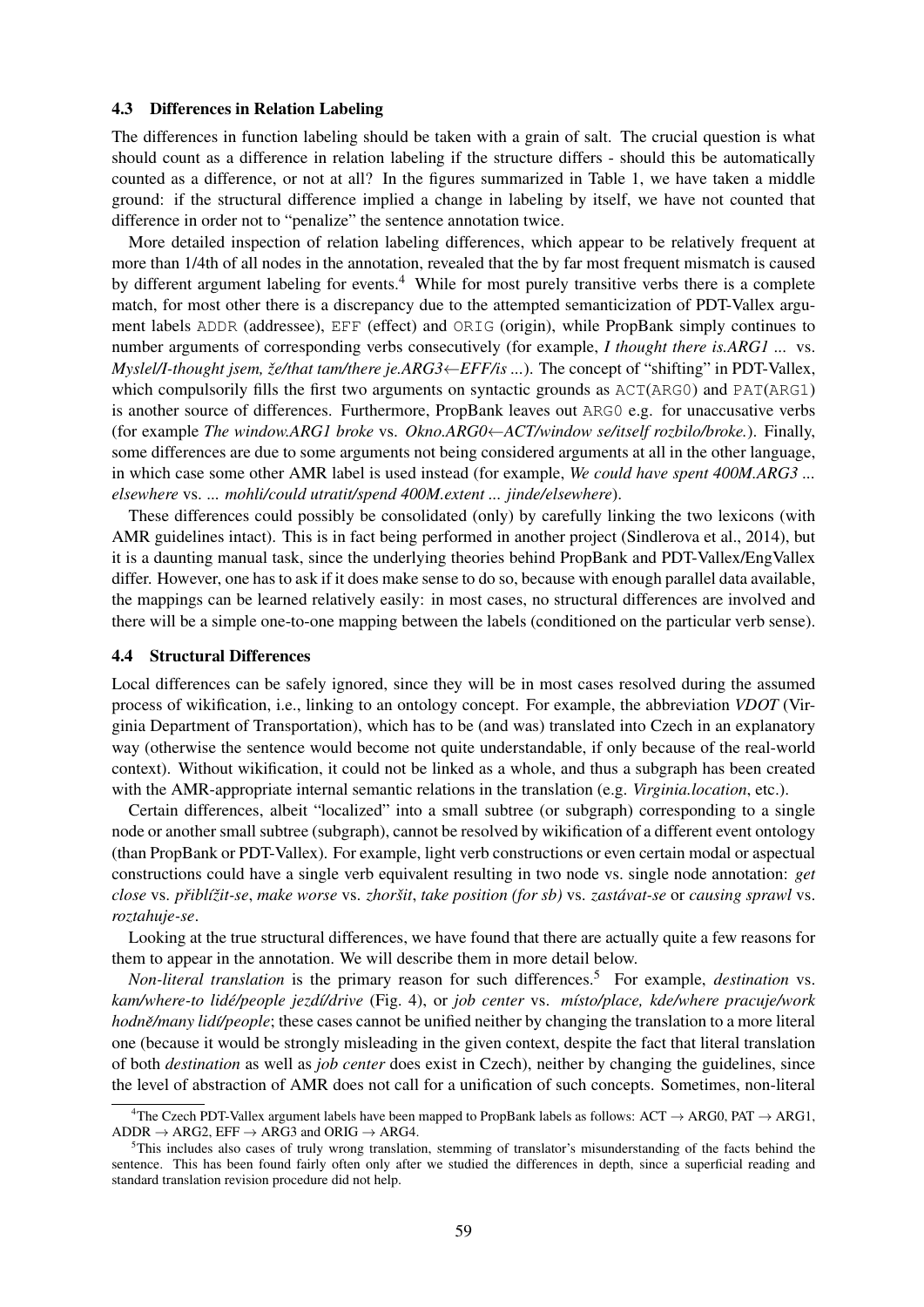### 4.3 Differences in Relation Labeling

The differences in function labeling should be taken with a grain of salt. The crucial question is what should count as a difference in relation labeling if the structure differs - should this be automatically counted as a difference, or not at all? In the figures summarized in Table 1, we have taken a middle ground: if the structural difference implied a change in labeling by itself, we have not counted that difference in order not to "penalize" the sentence annotation twice.

More detailed inspection of relation labeling differences, which appear to be relatively frequent at more than 1/4th of all nodes in the annotation, revealed that the by far most frequent mismatch is caused by different argument labeling for events.[4] While for most purely transitive verbs there is a complete match, for most other there is a discrepancy due to the attempted semanticization of PDT-Vallex argument labels ADDR (addressee), EFF (effect) and ORIG (origin), while PropBank simply continues to number arguments of corresponding verbs consecutively (for example, *I thought there is.ARG1 ...* vs. *Myslel/I-thought jsem, že/that tam/there je.ARG3←EFF/is ...*). The concept of "shifting" in PDT-Vallex, which compulsorily fills the first two arguments on syntactic grounds as ACT(ARG0) and PAT(ARG1) is another source of differences. Furthermore, PropBank leaves out ARG0 e.g. for unaccusative verbs (for example *The window.ARG1 broke* vs. *Okno.ARG0←ACT/window se/itself rozbilo/broke.*). Finally, some differences are due to some arguments not being considered arguments at all in the other language, in which case some other AMR label is used instead (for example, *We could have spent 400M.ARG3 ... elsewhere* vs. *... mohli/could utratit/spend 400M.extent ... jinde/elsewhere*).

These differences could possibly be consolidated (only) by carefully linking the two lexicons (with AMR guidelines intact). This is in fact being performed in another project (Sindlerova et al., 2014), but it is a daunting manual task, since the underlying theories behind PropBank and PDT-Vallex/EngVallex differ. However, one has to ask if it does make sense to do so, because with enough parallel data available, the mappings can be learned relatively easily: in most cases, no structural differences are involved and there will be a simple one-to-one mapping between the labels (conditioned on the particular verb sense).

### 4.4 Structural Differences

Local differences can be safely ignored, since they will be in most cases resolved during the assumed process of wikification, i.e., linking to an ontology concept. For example, the abbreviation *VDOT* (Virginia Department of Transportation), which has to be (and was) translated into Czech in an explanatory way (otherwise the sentence would become not quite understandable, if only because of the real-world context). Without wikification, it could not be linked as a whole, and thus a subgraph has been created with the AMR-appropriate internal semantic relations in the translation (e.g. *Virginia.location*, etc.).

Certain differences, albeit "localized" into a small subtree (or subgraph) corresponding to a single node or another small subtree (subgraph), cannot be resolved by wikification of a different event ontology (than PropBank or PDT-Vallex). For example, light verb constructions or even certain modal or aspectual constructions could have a single verb equivalent resulting in two node vs. single node annotation: *get close* vs. *přiblížit-se*, *make worse* vs. *zhoršit*, *take position (for sb)* vs. *zastávat-se* or *causing sprawl* vs. *roztahuje-se*.

Looking at the true structural differences, we have found that there are actually quite a few reasons for them to appear in the annotation. We will describe them in more detail below.

*Non-literal translation* is the primary reason for such differences.[5] For example, *destination* vs. *kam/where-to lidé/people jezdí/drive* (Fig. 4), or *job center* vs. *místo/place, kde/where pracuje/work hodně/many lidí/people*; these cases cannot be unified neither by changing the translation to a more literal one (because it would be strongly misleading in the given context, despite the fact that literal translation of both *destination* as well as *job center* does exist in Czech), neither by changing the guidelines, since the level of abstraction of AMR does not call for a unification of such concepts. Sometimes, non-literal

[4] The Czech PDT-Vallex argument labels have been mapped to PropBank labels as follows: ACT → ARG0, PAT → ARG1, ADDR → ARG2, EFF → ARG3 and ORIG → ARG4.

[5] This includes also cases of truly wrong translation, stemming of translator's misunderstanding of the facts behind the sentence. This has been found fairly often only after we studied the differences in depth, since a superficial reading and standard translation revision procedure did not help.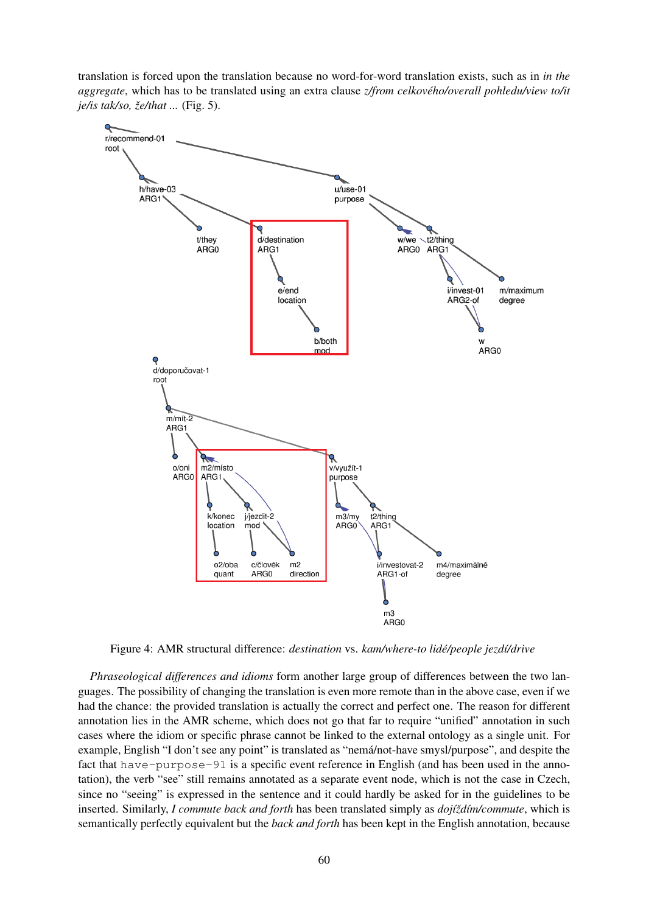translation is forced upon the translation because no word-for-word translation exists, such as in *in the aggregate*, which has to be translated using an extra clause *z/from celkového/overall pohledu/view to/it je/is tak/so, že/that ...* (Fig. 5).

Figure 4: AMR structural difference: *destination* vs. *kam/where-to lidé/people jezdí/drive*

*Phraseological differences and idioms* form another large group of differences between the two languages. The possibility of changing the translation is even more remote than in the above case, even if we had the chance: the provided translation is actually the correct and perfect one. The reason for different annotation lies in the AMR scheme, which does not go that far to require "unified" annotation in such cases where the idiom or specific phrase cannot be linked to the external ontology as a single unit. For example, English "I don't see any point" is translated as "nemá/not-have smysl/purpose", and despite the fact that `have-purpose-91` is a specific event reference in English (and has been used in the annotation), the verb "see" still remains annotated as a separate event node, which is not the case in Czech, since no "seeing" is expressed in the sentence and it could hardly be asked for in the guidelines to be inserted. Similarly, *I commute back and forth* has been translated simply as *dojíždím/commute*, which is semantically perfectly equivalent but the *back and forth* has been kept in the English annotation, because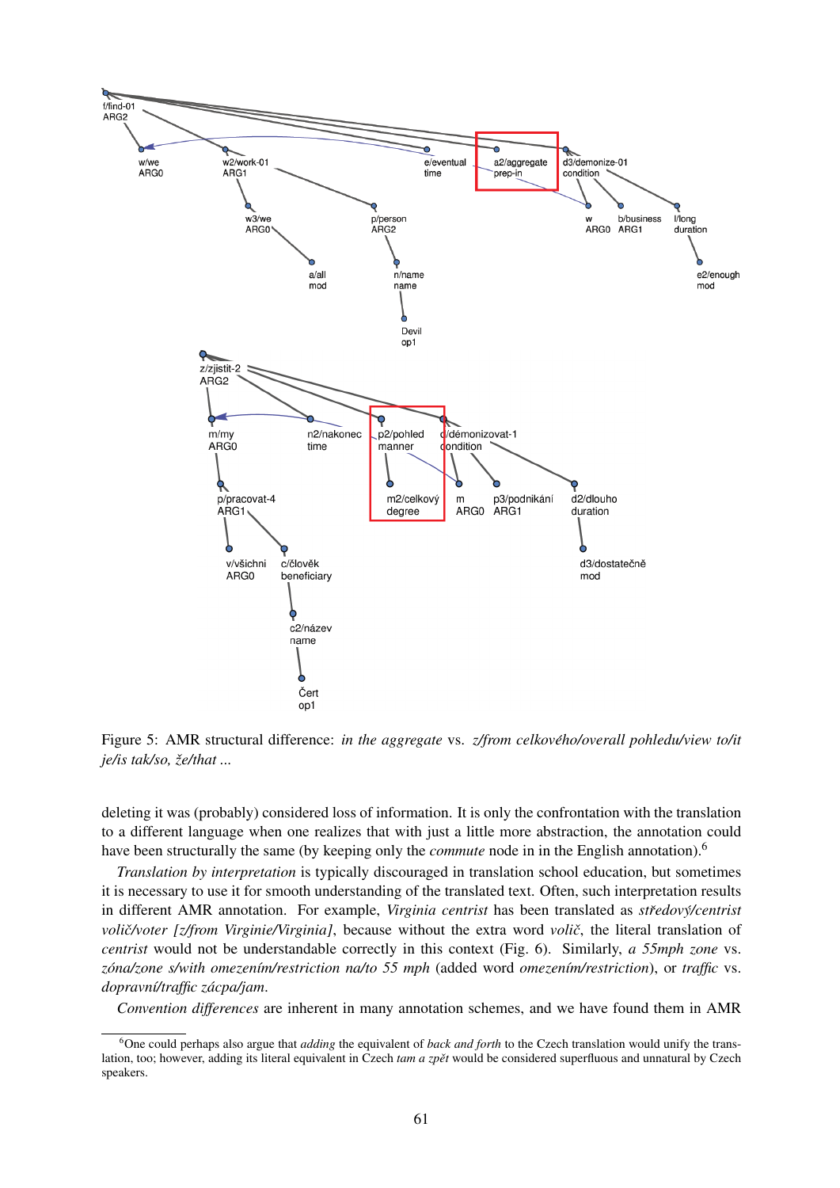Figure 5: AMR structural difference: *in the aggregate* vs. *z/from celkového/overall pohledu/view to/it je/is tak/so, že/that ...*

deleting it was (probably) considered loss of information. It is only the confrontation with the translation to a different language when one realizes that with just a little more abstraction, the annotation could have been structurally the same (by keeping only the *commute* node in in the English annotation).[6]

*Translation by interpretation* is typically discouraged in translation school education, but sometimes it is necessary to use it for smooth understanding of the translated text. Often, such interpretation results in different AMR annotation. For example, *Virginia centrist* has been translated as *středový/centrist volič/voter [z/from Virginie/Virginia]*, because without the extra word *volič*, the literal translation of *centrist* would not be understandable correctly in this context (Fig. 6). Similarly, *a 55mph zone* vs. *zóna/zone s/with omezením/restriction na/to 55 mph* (added word *omezením/restriction*), or *traffic* vs. *dopravní/traffic zácpa/jam*.

*Convention differences* are inherent in many annotation schemes, and we have found them in AMR

[6] One could perhaps also argue that *adding* the equivalent of *back and forth* to the Czech translation would unify the translation, too; however, adding its literal equivalent in Czech *tam a zpět* would be considered superfluous and unnatural by Czech speakers.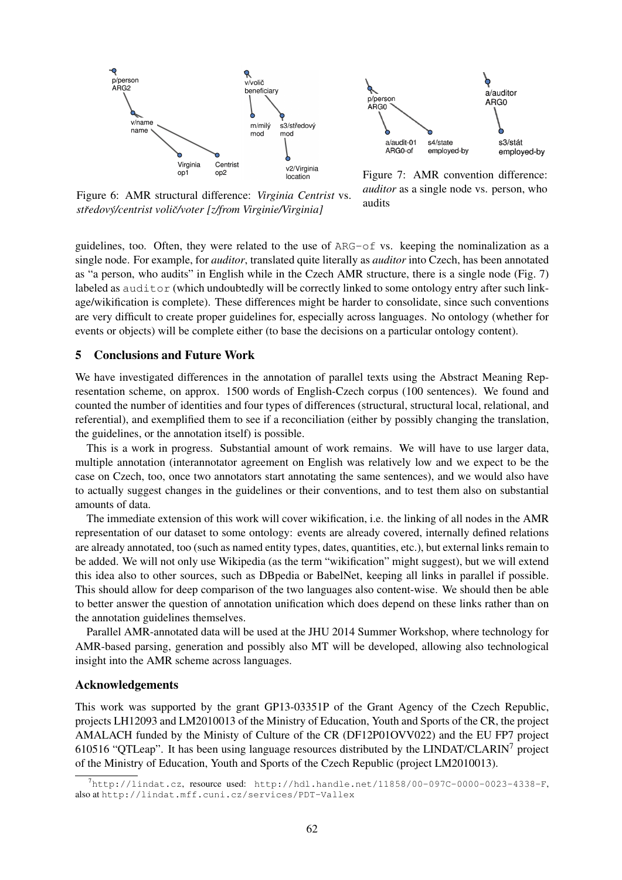Figure 6: AMR structural difference: *Virginia Centrist* vs. *středový/centrist volič/voter [z/from Virginie/Virginia]*

Figure 7: AMR convention difference: *auditor* as a single node vs. person, who audits

guidelines, too. Often, they were related to the use of `ARG-of` vs. keeping the nominalization as a single node. For example, for *auditor*, translated quite literally as *auditor* into Czech, has been annotated as "a person, who audits" in English while in the Czech AMR structure, there is a single node (Fig. 7) labeled as `auditor` (which undoubtedly will be correctly linked to some ontology entry after such linkage/wikification is complete). These differences might be harder to consolidate, since such conventions are very difficult to create proper guidelines for, especially across languages. No ontology (whether for events or objects) will be complete either (to base the decisions on a particular ontology content).

## 5 Conclusions and Future Work

We have investigated differences in the annotation of parallel texts using the Abstract Meaning Representation scheme, on approx. 1500 words of English-Czech corpus (100 sentences). We found and counted the number of identities and four types of differences (structural, structural local, relational, and referential), and exemplified them to see if a reconciliation (either by possibly changing the translation, the guidelines, or the annotation itself) is possible.

This is a work in progress. Substantial amount of work remains. We will have to use larger data, multiple annotation (interannotator agreement on English was relatively low and we expect to be the case on Czech, too, once two annotators start annotating the same sentences), and we would also have to actually suggest changes in the guidelines or their conventions, and to test them also on substantial amounts of data.

The immediate extension of this work will cover wikification, i.e. the linking of all nodes in the AMR representation of our dataset to some ontology: events are already covered, internally defined relations are already annotated, too (such as named entity types, dates, quantities, etc.), but external links remain to be added. We will not only use Wikipedia (as the term "wikification" might suggest), but we will extend this idea also to other sources, such as DBpedia or BabelNet, keeping all links in parallel if possible. This should allow for deep comparison of the two languages also content-wise. We should then be able to better answer the question of annotation unification which does depend on these links rather than on the annotation guidelines themselves.

Parallel AMR-annotated data will be used at the JHU 2014 Summer Workshop, where technology for AMR-based parsing, generation and possibly also MT will be developed, allowing also technological insight into the AMR scheme across languages.

### Acknowledgements

This work was supported by the grant GP13-03351P of the Grant Agency of the Czech Republic, projects LH12093 and LM2010013 of the Ministry of Education, Youth and Sports of the CR, the project AMALACH funded by the Ministy of Culture of the CR (DF12P01OVV022) and the EU FP7 project 610516 "QTLeap". It has been using language resources distributed by the LINDAT/CLARIN[7] project of the Ministry of Education, Youth and Sports of the Czech Republic (project LM2010013).

[7] `http://lindat.cz`, resource used: `http://hdl.handle.net/11858/00-097C-0000-0023-4338-F`, also at `http://lindat.mff.cuni.cz/services/PDT-Vallex`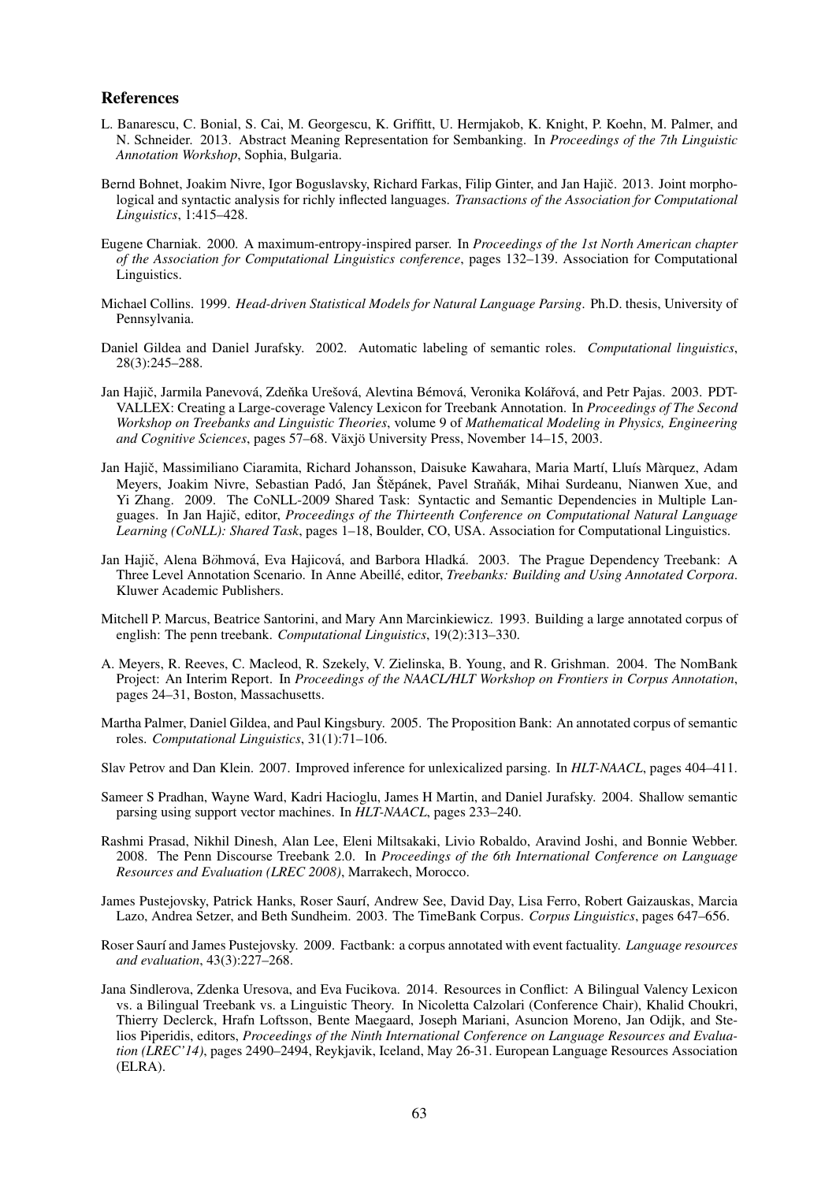## References

L. Banarescu, C. Bonial, S. Cai, M. Georgescu, K. Griffitt, U. Hermjakob, K. Knight, P. Koehn, M. Palmer, and N. Schneider. 2013. Abstract Meaning Representation for Sembanking. In *Proceedings of the 7th Linguistic Annotation Workshop*, Sophia, Bulgaria.

Bernd Bohnet, Joakim Nivre, Igor Boguslavsky, Richard Farkas, Filip Ginter, and Jan Hajič. 2013. Joint morphological and syntactic analysis for richly inflected languages. *Transactions of the Association for Computational Linguistics*, 1:415–428.

Eugene Charniak. 2000. A maximum-entropy-inspired parser. In *Proceedings of the 1st North American chapter of the Association for Computational Linguistics conference*, pages 132–139. Association for Computational Linguistics.

Michael Collins. 1999. *Head-driven Statistical Models for Natural Language Parsing*. Ph.D. thesis, University of Pennsylvania.

Daniel Gildea and Daniel Jurafsky. 2002. Automatic labeling of semantic roles. *Computational linguistics*, 28(3):245–288.

Jan Hajič, Jarmila Panevová, Zdeňka Urešová, Alevtina Bémová, Veronika Kolářová, and Petr Pajas. 2003. PDT-VALLEX: Creating a Large-coverage Valency Lexicon for Treebank Annotation. In *Proceedings of The Second Workshop on Treebanks and Linguistic Theories*, volume 9 of *Mathematical Modeling in Physics, Engineering and Cognitive Sciences*, pages 57–68. Växjö University Press, November 14–15, 2003.

Jan Hajič, Massimiliano Ciaramita, Richard Johansson, Daisuke Kawahara, Maria Martí, Lluís Màrquez, Adam Meyers, Joakim Nivre, Sebastian Padó, Jan Štěpánek, Pavel Straňák, Mihai Surdeanu, Nianwen Xue, and Yi Zhang. 2009. The CoNLL-2009 Shared Task: Syntactic and Semantic Dependencies in Multiple Languages. In Jan Hajič, editor, *Proceedings of the Thirteenth Conference on Computational Natural Language Learning (CoNLL): Shared Task*, pages 1–18, Boulder, CO, USA. Association for Computational Linguistics.

Jan Hajič, Alena Böhmová, Eva Hajicová, and Barbora Hladká. 2003. The Prague Dependency Treebank: A Three Level Annotation Scenario. In Anne Abeillé, editor, *Treebanks: Building and Using Annotated Corpora*. Kluwer Academic Publishers.

Mitchell P. Marcus, Beatrice Santorini, and Mary Ann Marcinkiewicz. 1993. Building a large annotated corpus of english: The penn treebank. *Computational Linguistics*, 19(2):313–330.

A. Meyers, R. Reeves, C. Macleod, R. Szekely, V. Zielinska, B. Young, and R. Grishman. 2004. The NomBank Project: An Interim Report. In *Proceedings of the NAACL/HLT Workshop on Frontiers in Corpus Annotation*, pages 24–31, Boston, Massachusetts.

Martha Palmer, Daniel Gildea, and Paul Kingsbury. 2005. The Proposition Bank: An annotated corpus of semantic roles. *Computational Linguistics*, 31(1):71–106.

Slav Petrov and Dan Klein. 2007. Improved inference for unlexicalized parsing. In *HLT-NAACL*, pages 404–411.

Sameer S Pradhan, Wayne Ward, Kadri Hacioglu, James H Martin, and Daniel Jurafsky. 2004. Shallow semantic parsing using support vector machines. In *HLT-NAACL*, pages 233–240.

Rashmi Prasad, Nikhil Dinesh, Alan Lee, Eleni Miltsakaki, Livio Robaldo, Aravind Joshi, and Bonnie Webber. 2008. The Penn Discourse Treebank 2.0. In *Proceedings of the 6th International Conference on Language Resources and Evaluation (LREC 2008)*, Marrakech, Morocco.

James Pustejovsky, Patrick Hanks, Roser Saurí, Andrew See, David Day, Lisa Ferro, Robert Gaizauskas, Marcia Lazo, Andrea Setzer, and Beth Sundheim. 2003. The TimeBank Corpus. *Corpus Linguistics*, pages 647–656.

Roser Saurí and James Pustejovsky. 2009. Factbank: a corpus annotated with event factuality. *Language resources and evaluation*, 43(3):227–268.

Jana Sindlerova, Zdenka Uresova, and Eva Fucikova. 2014. Resources in Conflict: A Bilingual Valency Lexicon vs. a Bilingual Treebank vs. a Linguistic Theory. In Nicoletta Calzolari (Conference Chair), Khalid Choukri, Thierry Declerck, Hrafn Loftsson, Bente Maegaard, Joseph Mariani, Asuncion Moreno, Jan Odijk, and Stelios Piperidis, editors, *Proceedings of the Ninth International Conference on Language Resources and Evaluation (LREC'14)*, pages 2490–2494, Reykjavik, Iceland, May 26-31. European Language Resources Association (ELRA).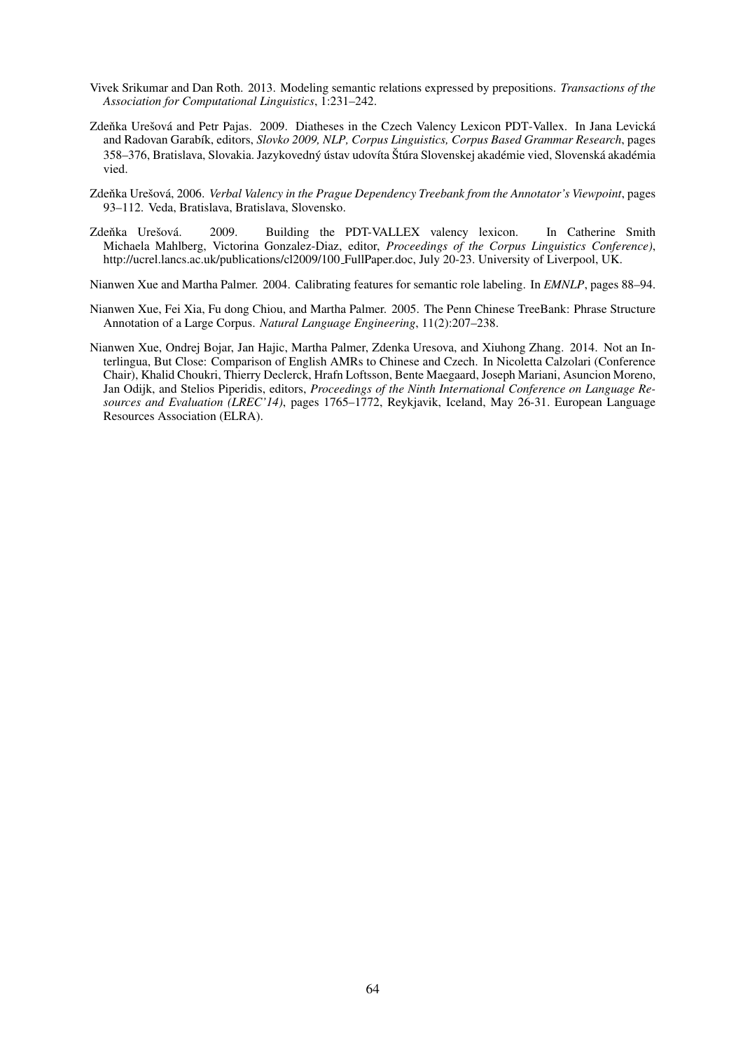Vivek Srikumar and Dan Roth. 2013. Modeling semantic relations expressed by prepositions. *Transactions of the Association for Computational Linguistics*, 1:231–242.

Zdeňka Urešová and Petr Pajas. 2009. Diatheses in the Czech Valency Lexicon PDT-Vallex. In Jana Levická and Radovan Garabík, editors, *Slovko 2009, NLP, Corpus Linguistics, Corpus Based Grammar Research*, pages 358–376, Bratislava, Slovakia. Jazykovedný ústav udovíta Štúra Slovenskej akadémie vied, Slovenská akadémia vied.

Zdeňka Urešová, 2006. *Verbal Valency in the Prague Dependency Treebank from the Annotator's Viewpoint*, pages 93–112. Veda, Bratislava, Bratislava, Slovensko.

Zdeňka Urešová. 2009. Building the PDT-VALLEX valency lexicon. In Catherine Smith Michaela Mahlberg, Victorina Gonzalez-Diaz, editor, *Proceedings of the Corpus Linguistics Conference)*, http://ucrel.lancs.ac.uk/publications/cl2009/100_FullPaper.doc, July 20-23. University of Liverpool, UK.

Nianwen Xue and Martha Palmer. 2004. Calibrating features for semantic role labeling. In *EMNLP*, pages 88–94.

Nianwen Xue, Fei Xia, Fu dong Chiou, and Martha Palmer. 2005. The Penn Chinese TreeBank: Phrase Structure Annotation of a Large Corpus. *Natural Language Engineering*, 11(2):207–238.

Nianwen Xue, Ondrej Bojar, Jan Hajic, Martha Palmer, Zdenka Uresova, and Xiuhong Zhang. 2014. Not an Interlingua, But Close: Comparison of English AMRs to Chinese and Czech. In Nicoletta Calzolari (Conference Chair), Khalid Choukri, Thierry Declerck, Hrafn Loftsson, Bente Maegaard, Joseph Mariani, Asuncion Moreno, Jan Odijk, and Stelios Piperidis, editors, *Proceedings of the Ninth International Conference on Language Resources and Evaluation (LREC'14)*, pages 1765–1772, Reykjavik, Iceland, May 26-31. European Language Resources Association (ELRA).